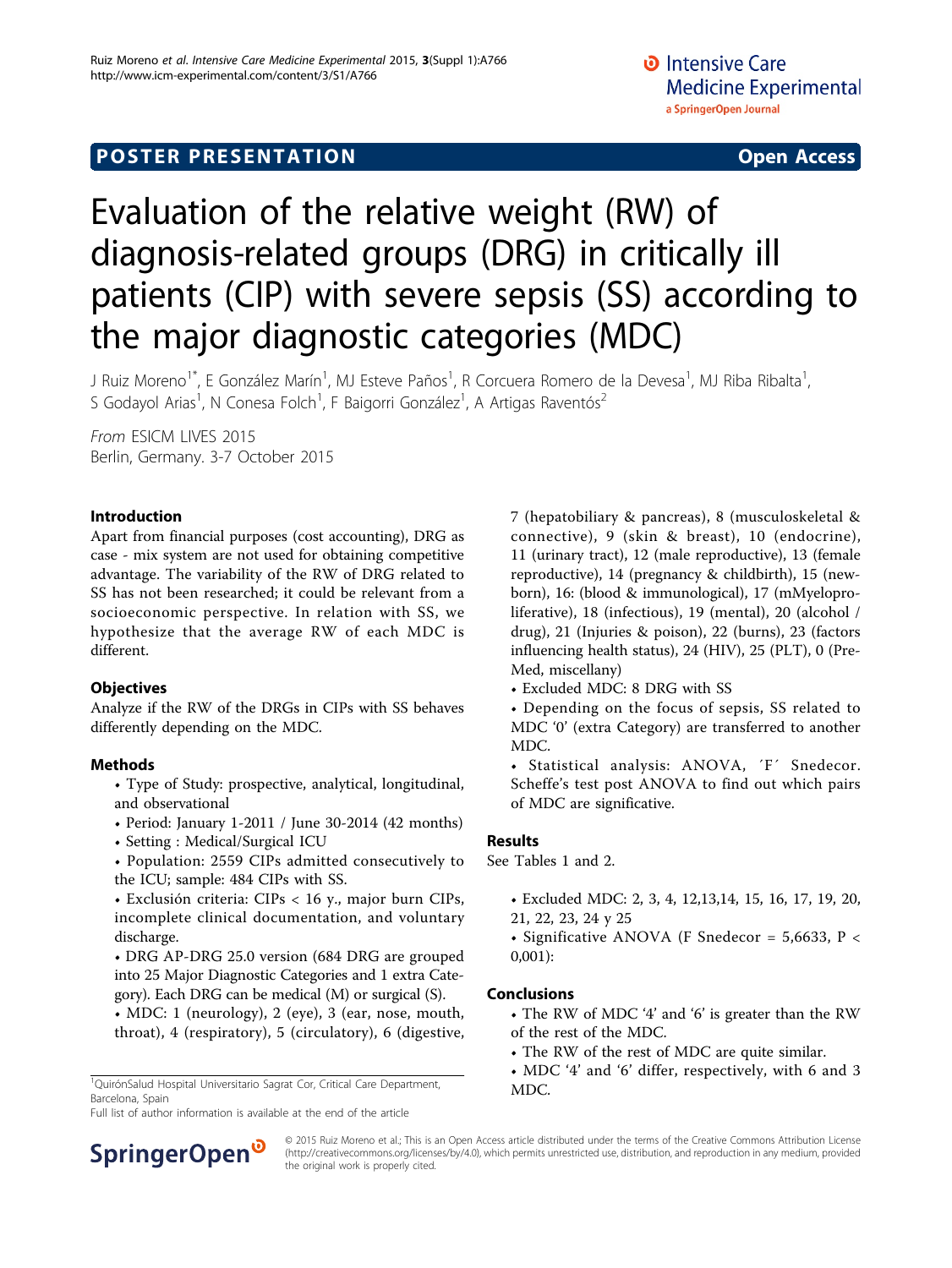POSTER PRESENTATION

Open Access

# Evaluation of the relative weight (RW) of diagnosis-related groups (DRG) in critically ill patients (CIP) with severe sepsis (SS) according to the major diagnostic categories (MDC)

J Ruiz Moreno[1*], E González Marín[1], MJ Esteve Paños[1], R Corcuera Romero de la Devesa[1], MJ Riba Ribalta[1], S Godayol Arias[1], N Conesa Folch[1], F Baigorri González[1], A Artigas Raventós[2]

*From* ESICM LIVES 2015
Berlin, Germany. 3-7 October 2015

## Introduction

Apart from financial purposes (cost accounting), DRG as case - mix system are not used for obtaining competitive advantage. The variability of the RW of DRG related to SS has not been researched; it could be relevant from a socioeconomic perspective. In relation with SS, we hypothesize that the average RW of each MDC is different.

## Objectives

Analyze if the RW of the DRGs in CIPs with SS behaves differently depending on the MDC.

## Methods

- Type of Study: prospective, analytical, longitudinal, and observational
- Period: January 1-2011 / June 30-2014 (42 months)
- Setting : Medical/Surgical ICU
- Population: 2559 CIPs admitted consecutively to the ICU; sample: 484 CIPs with SS.
- Exclusión criteria: CIPs < 16 y., major burn CIPs, incomplete clinical documentation, and voluntary discharge.
- DRG AP-DRG 25.0 version (684 DRG are grouped into 25 Major Diagnostic Categories and 1 extra Category). Each DRG can be medical (M) or surgical (S).
- MDC: 1 (neurology), 2 (eye), 3 (ear, nose, mouth, throat), 4 (respiratory), 5 (circulatory), 6 (digestive, 7 (hepatobiliary & pancreas), 8 (musculoskeletal & connective), 9 (skin & breast), 10 (endocrine), 11 (urinary tract), 12 (male reproductive), 13 (female reproductive), 14 (pregnancy & childbirth), 15 (newborn), 16: (blood & immunological), 17 (mMyeloproliferative), 18 (infectious), 19 (mental), 20 (alcohol / drug), 21 (Injuries & poison), 22 (burns), 23 (factors influencing health status), 24 (HIV), 25 (PLT), 0 (Pre-Med, miscellany)
- Excluded MDC: 8 DRG with SS
- Depending on the focus of sepsis, SS related to MDC '0' (extra Category) are transferred to another MDC.
- Statistical analysis: ANOVA, ´F´ Snedecor. Scheffe's test post ANOVA to find out which pairs of MDC are significative.

## Results

See Tables 1 and 2.

- Excluded MDC: 2, 3, 4, 12,13,14, 15, 16, 17, 19, 20, 21, 22, 23, 24 y 25
- Significative ANOVA (F Snedecor = 5,6633, P < 0,001):

## Conclusions

- The RW of MDC '4' and '6' is greater than the RW of the rest of the MDC.
- The RW of the rest of MDC are quite similar.
- MDC '4' and '6' differ, respectively, with 6 and 3 MDC.

[1]QuirónSalud Hospital Universitario Sagrat Cor, Critical Care Department, Barcelona, Spain
Full list of author information is available at the end of the article

© 2015 Ruiz Moreno et al.; This is an Open Access article distributed under the terms of the Creative Commons Attribution License (http://creativecommons.org/licenses/by/4.0), which permits unrestricted use, distribution, and reproduction in any medium, provided the original work is properly cited.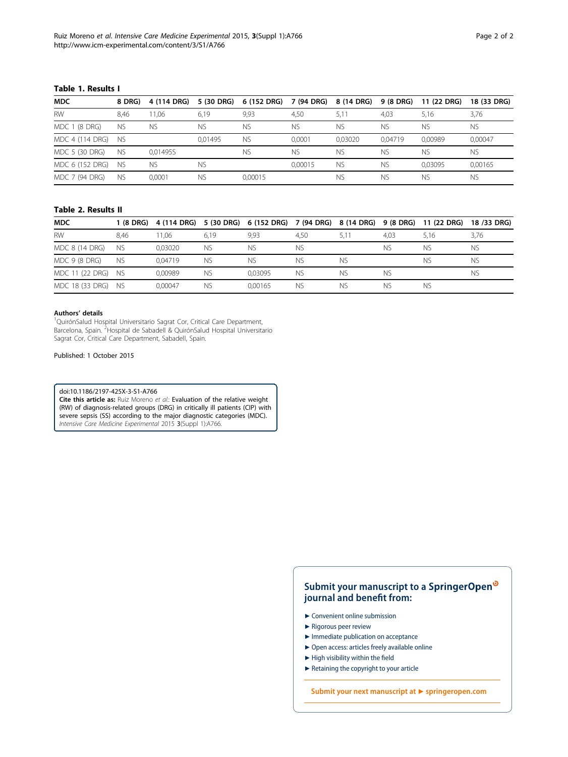**Table 1. Results I**

| MDC | 8 DRG) | 4 (114 DRG) | 5 (30 DRG) | 6 (152 DRG) | 7 (94 DRG) | 8 (14 DRG) | 9 (8 DRG) | 11 (22 DRG) | 18 (33 DRG) |
|---|---|---|---|---|---|---|---|---|---|
| RW | 8,46 | 11,06 | 6,19 | 9,93 | 4,50 | 5,11 | 4,03 | 5,16 | 3,76 |
| MDC 1 (8 DRG) | NS | NS | NS | NS | NS | NS | NS | NS | NS |
| MDC 4 (114 DRG) | NS | | 0,01495 | NS | 0,0001 | 0,03020 | 0,04719 | 0,00989 | 0,00047 |
| MDC 5 (30 DRG) | NS | 0,01495S | | NS | NS | NS | NS | NS | NS |
| MDC 6 (152 DRG) | NS | NS | NS | | 0,00015 | NS | NS | 0,03095 | 0,00165 |
| MDC 7 (94 DRG) | NS | 0,0001 | NS | 0,00015 | | NS | NS | NS | NS |

**Table 2. Results II**

| MDC | 1 (8 DRG) | 4 (114 DRG) | 5 (30 DRG) | 6 (152 DRG) | 7 (94 DRG) | 8 (14 DRG) | 9 (8 DRG) | 11 (22 DRG) | 18 /33 DRG) |
|---|---|---|---|---|---|---|---|---|---|
| RW | 8,46 | 11,06 | 6,19 | 9,93 | 4,50 | 5,11 | 4,03 | 5,16 | 3,76 |
| MDC 8 (14 DRG) | NS | 0,03020 | NS | NS | NS | | NS | NS | NS |
| MDC 9 (8 DRG) | NS | 0,04719 | NS | NS | NS | NS | | NS | NS |
| MDC 11 (22 DRG) | NS | 0,00989 | NS | 0,03095 | NS | NS | NS | | NS |
| MDC 18 (33 DRG) | NS | 0,00047 | NS | 0,00165 | NS | NS | NS | NS | |

**Authors' details**

[1]QuirónSalud Hospital Universitario Sagrat Cor, Critical Care Department, Barcelona, Spain. [2]Hospital de Sabadell & QuirónSalud Hospital Universitario Sagrat Cor, Critical Care Department, Sabadell, Spain.

Published: 1 October 2015

doi:10.1186/2197-425X-3-S1-A766

**Cite this article as:** Ruiz Moreno *et al.*: Evaluation of the relative weight (RW) of diagnosis-related groups (DRG) in critically ill patients (CIP) with severe sepsis (SS) according to the major diagnostic categories (MDC). *Intensive Care Medicine Experimental* 2015 **3**(Suppl 1):A766.

**Submit your manuscript to a SpringerOpen journal and benefit from:**

- ► Convenient online submission
- ► Rigorous peer review
- ► Immediate publication on acceptance
- ► Open access: articles freely available online
- ► High visibility within the field
- ► Retaining the copyright to your article

**Submit your next manuscript at ► springeropen.com**